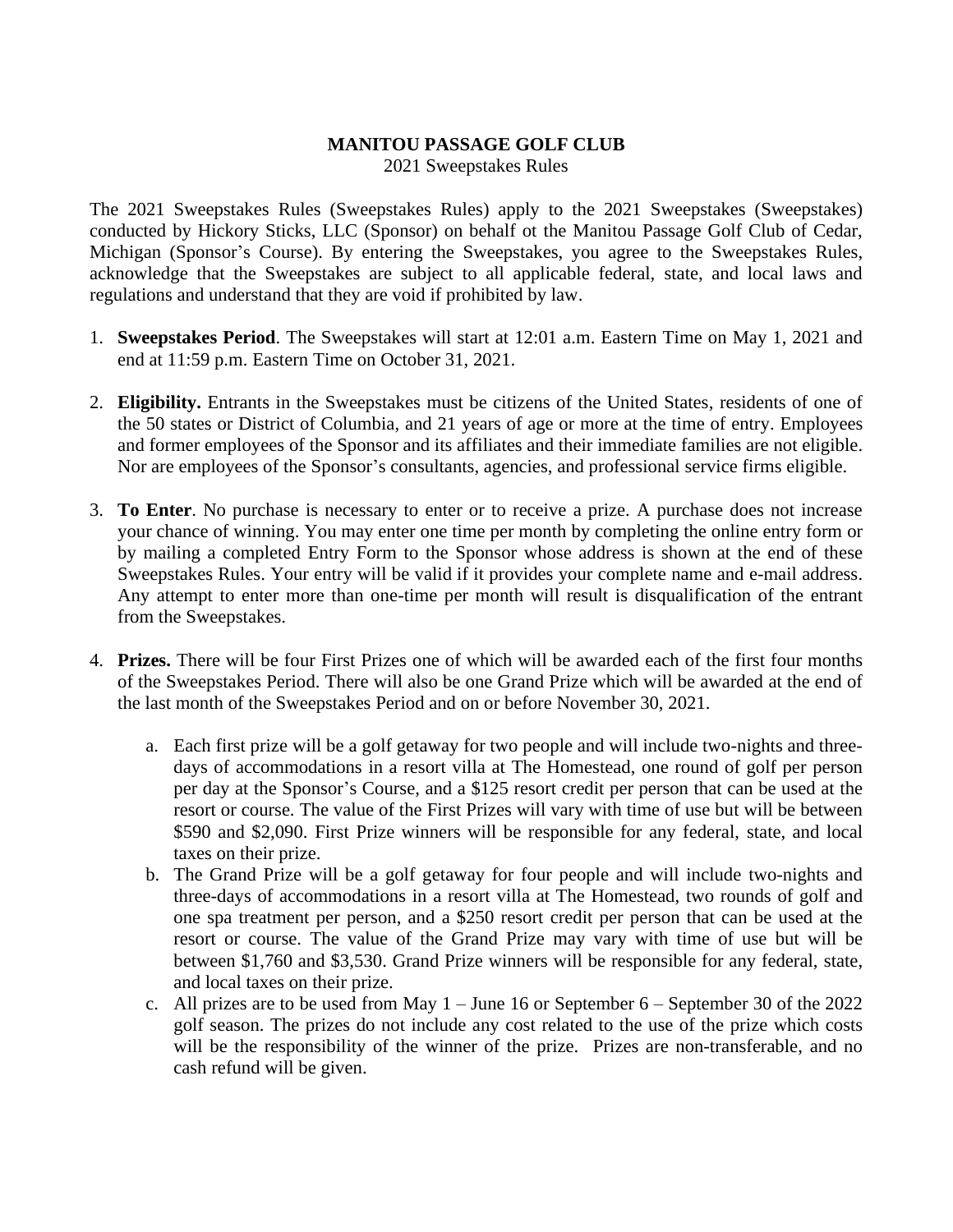**MANITOU PASSAGE GOLF CLUB**

2021 Sweepstakes Rules

The 2021 Sweepstakes Rules (Sweepstakes Rules) apply to the 2021 Sweepstakes (Sweepstakes) conducted by Hickory Sticks, LLC (Sponsor) on behalf ot the Manitou Passage Golf Club of Cedar, Michigan (Sponsor's Course). By entering the Sweepstakes, you agree to the Sweepstakes Rules, acknowledge that the Sweepstakes are subject to all applicable federal, state, and local laws and regulations and understand that they are void if prohibited by law.

1. **Sweepstakes Period**. The Sweepstakes will start at 12:01 a.m. Eastern Time on May 1, 2021 and end at 11:59 p.m. Eastern Time on October 31, 2021.

2. **Eligibility.** Entrants in the Sweepstakes must be citizens of the United States, residents of one of the 50 states or District of Columbia, and 21 years of age or more at the time of entry. Employees and former employees of the Sponsor and its affiliates and their immediate families are not eligible. Nor are employees of the Sponsor's consultants, agencies, and professional service firms eligible.

3. **To Enter**. No purchase is necessary to enter or to receive a prize. A purchase does not increase your chance of winning. You may enter one time per month by completing the online entry form or by mailing a completed Entry Form to the Sponsor whose address is shown at the end of these Sweepstakes Rules. Your entry will be valid if it provides your complete name and e-mail address. Any attempt to enter more than one-time per month will result is disqualification of the entrant from the Sweepstakes.

4. **Prizes.** There will be four First Prizes one of which will be awarded each of the first four months of the Sweepstakes Period. There will also be one Grand Prize which will be awarded at the end of the last month of the Sweepstakes Period and on or before November 30, 2021.

    a. Each first prize will be a golf getaway for two people and will include two-nights and three-days of accommodations in a resort villa at The Homestead, one round of golf per person per day at the Sponsor's Course, and a $125 resort credit per person that can be used at the resort or course. The value of the First Prizes will vary with time of use but will be between $590 and $2,090. First Prize winners will be responsible for any federal, state, and local taxes on their prize.

    b. The Grand Prize will be a golf getaway for four people and will include two-nights and three-days of accommodations in a resort villa at The Homestead, two rounds of golf and one spa treatment per person, and a $250 resort credit per person that can be used at the resort or course. The value of the Grand Prize may vary with time of use but will be between $1,760 and $3,530. Grand Prize winners will be responsible for any federal, state, and local taxes on their prize.

    c. All prizes are to be used from May 1 – June 16 or September 6 – September 30 of the 2022 golf season. The prizes do not include any cost related to the use of the prize which costs will be the responsibility of the winner of the prize. Prizes are non-transferable, and no cash refund will be given.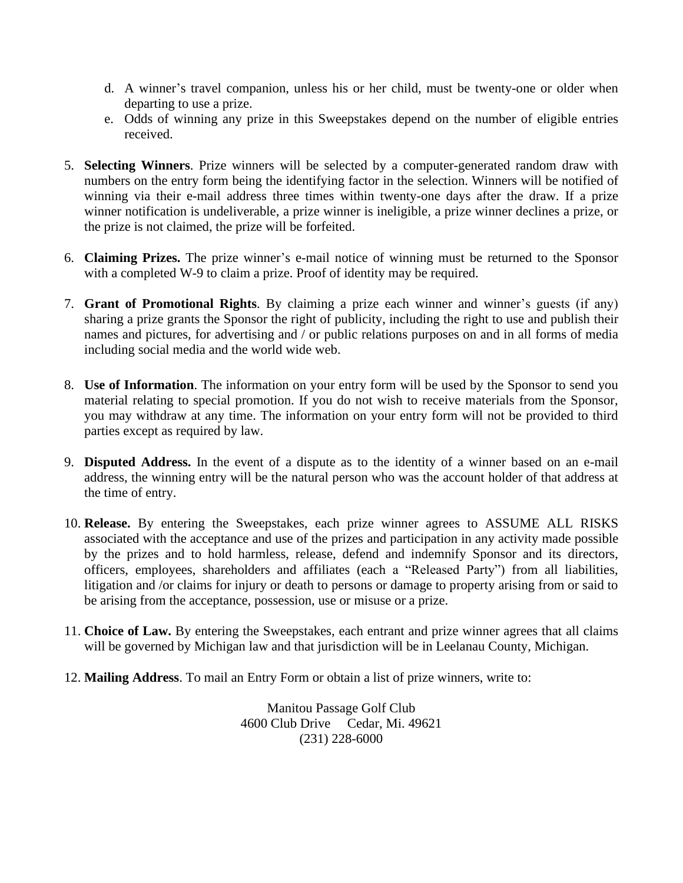d. A winner's travel companion, unless his or her child, must be twenty-one or older when departing to use a prize.
e. Odds of winning any prize in this Sweepstakes depend on the number of eligible entries received.

5. **Selecting Winners**. Prize winners will be selected by a computer-generated random draw with numbers on the entry form being the identifying factor in the selection. Winners will be notified of winning via their e-mail address three times within twenty-one days after the draw. If a prize winner notification is undeliverable, a prize winner is ineligible, a prize winner declines a prize, or the prize is not claimed, the prize will be forfeited.

6. **Claiming Prizes.** The prize winner's e-mail notice of winning must be returned to the Sponsor with a completed W-9 to claim a prize. Proof of identity may be required.

7. **Grant of Promotional Rights**. By claiming a prize each winner and winner's guests (if any) sharing a prize grants the Sponsor the right of publicity, including the right to use and publish their names and pictures, for advertising and / or public relations purposes on and in all forms of media including social media and the world wide web.

8. **Use of Information**. The information on your entry form will be used by the Sponsor to send you material relating to special promotion. If you do not wish to receive materials from the Sponsor, you may withdraw at any time. The information on your entry form will not be provided to third parties except as required by law.

9. **Disputed Address.** In the event of a dispute as to the identity of a winner based on an e-mail address, the winning entry will be the natural person who was the account holder of that address at the time of entry.

10. **Release.** By entering the Sweepstakes, each prize winner agrees to ASSUME ALL RISKS associated with the acceptance and use of the prizes and participation in any activity made possible by the prizes and to hold harmless, release, defend and indemnify Sponsor and its directors, officers, employees, shareholders and affiliates (each a "Released Party") from all liabilities, litigation and /or claims for injury or death to persons or damage to property arising from or said to be arising from the acceptance, possession, use or misuse or a prize.

11. **Choice of Law.** By entering the Sweepstakes, each entrant and prize winner agrees that all claims will be governed by Michigan law and that jurisdiction will be in Leelanau County, Michigan.

12. **Mailing Address**. To mail an Entry Form or obtain a list of prize winners, write to:

Manitou Passage Golf Club
4600 Club Drive  Cedar, Mi. 49621
(231) 228-6000